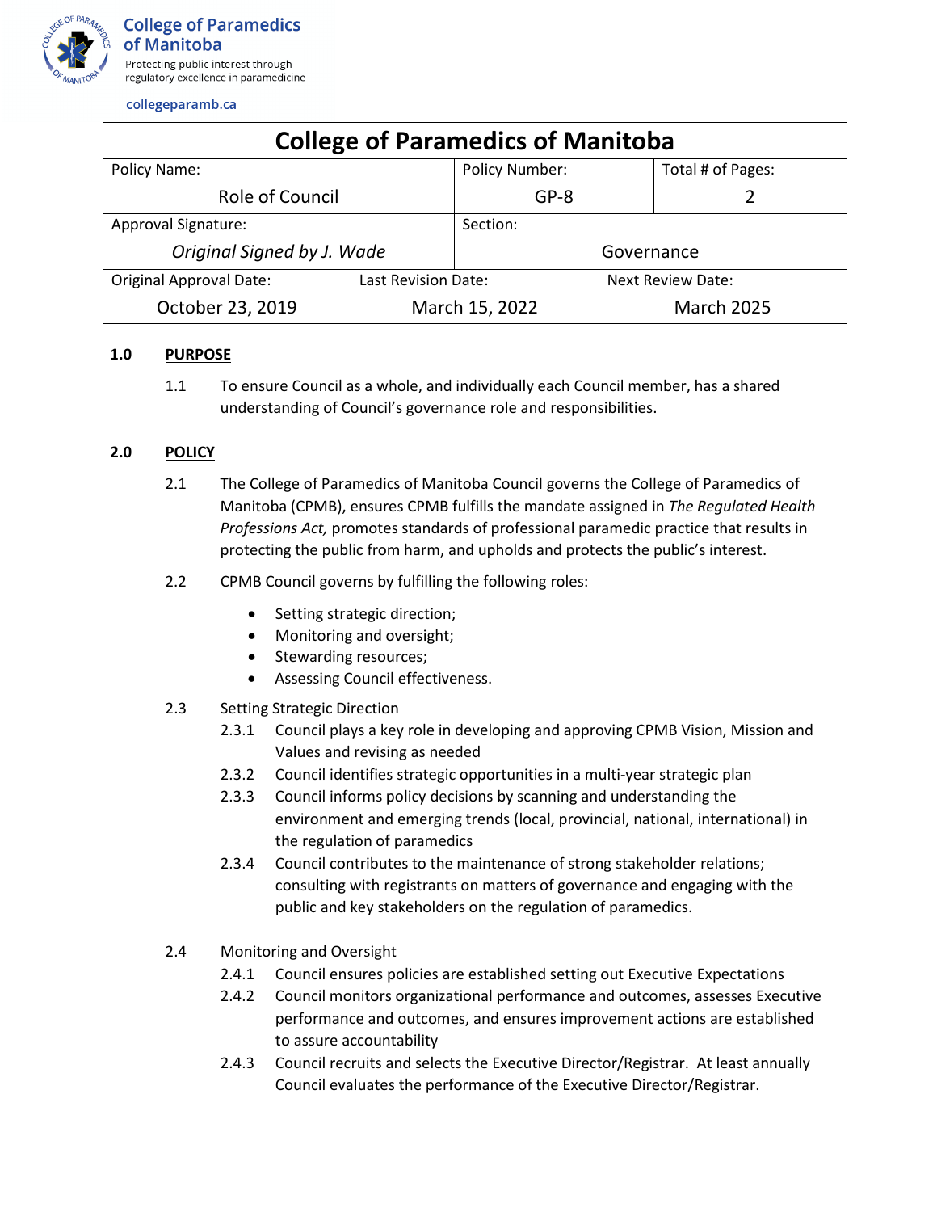College of Paramedics of Manitoba

Protecting public interest through regulatory excellence in paramedicine

collegeparamb.ca

| College of Paramedics of Manitoba | | | |
|---|---|---|---|
| Policy Name: Role of Council | | Policy Number: GP-8 | Total # of Pages: 2 |
| Approval Signature: *Original Signed by J. Wade* | | Section: Governance | |
| Original Approval Date: October 23, 2019 | Last Revision Date: March 15, 2022 | | Next Review Date: March 2025 |

**1.0 PURPOSE**

1.1 To ensure Council as a whole, and individually each Council member, has a shared understanding of Council's governance role and responsibilities.

**2.0 POLICY**

2.1 The College of Paramedics of Manitoba Council governs the College of Paramedics of Manitoba (CPMB), ensures CPMB fulfills the mandate assigned in *The Regulated Health Professions Act,* promotes standards of professional paramedic practice that results in protecting the public from harm, and upholds and protects the public's interest.

2.2 CPMB Council governs by fulfilling the following roles:

- Setting strategic direction;
- Monitoring and oversight;
- Stewarding resources;
- Assessing Council effectiveness.

2.3 Setting Strategic Direction

2.3.1 Council plays a key role in developing and approving CPMB Vision, Mission and Values and revising as needed

2.3.2 Council identifies strategic opportunities in a multi-year strategic plan

2.3.3 Council informs policy decisions by scanning and understanding the environment and emerging trends (local, provincial, national, international) in the regulation of paramedics

2.3.4 Council contributes to the maintenance of strong stakeholder relations; consulting with registrants on matters of governance and engaging with the public and key stakeholders on the regulation of paramedics.

2.4 Monitoring and Oversight

2.4.1 Council ensures policies are established setting out Executive Expectations

2.4.2 Council monitors organizational performance and outcomes, assesses Executive performance and outcomes, and ensures improvement actions are established to assure accountability

2.4.3 Council recruits and selects the Executive Director/Registrar. At least annually Council evaluates the performance of the Executive Director/Registrar.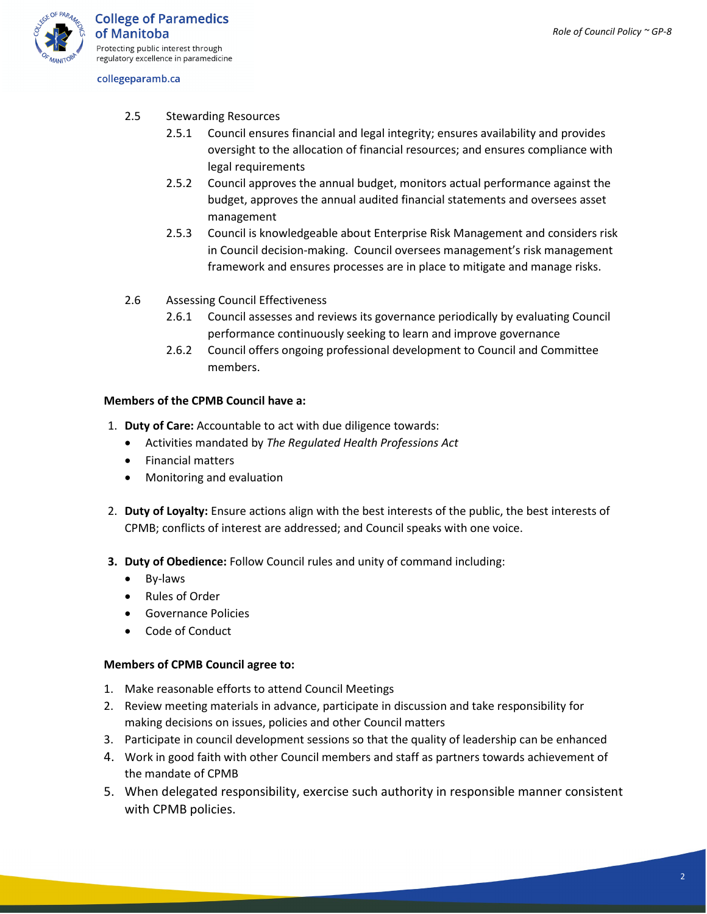2.5 Stewarding Resources

2.5.1 Council ensures financial and legal integrity; ensures availability and provides oversight to the allocation of financial resources; and ensures compliance with legal requirements

2.5.2 Council approves the annual budget, monitors actual performance against the budget, approves the annual audited financial statements and oversees asset management

2.5.3 Council is knowledgeable about Enterprise Risk Management and considers risk in Council decision-making. Council oversees management's risk management framework and ensures processes are in place to mitigate and manage risks.

2.6 Assessing Council Effectiveness

2.6.1 Council assesses and reviews its governance periodically by evaluating Council performance continuously seeking to learn and improve governance

2.6.2 Council offers ongoing professional development to Council and Committee members.

**Members of the CPMB Council have a:**

1. **Duty of Care:** Accountable to act with due diligence towards:
   - Activities mandated by *The Regulated Health Professions Act*
   - Financial matters
   - Monitoring and evaluation

2. **Duty of Loyalty:** Ensure actions align with the best interests of the public, the best interests of CPMB; conflicts of interest are addressed; and Council speaks with one voice.

3. **Duty of Obedience:** Follow Council rules and unity of command including:
   - By-laws
   - Rules of Order
   - Governance Policies
   - Code of Conduct

**Members of CPMB Council agree to:**

1. Make reasonable efforts to attend Council Meetings
2. Review meeting materials in advance, participate in discussion and take responsibility for making decisions on issues, policies and other Council matters
3. Participate in council development sessions so that the quality of leadership can be enhanced
4. Work in good faith with other Council members and staff as partners towards achievement of the mandate of CPMB
5. When delegated responsibility, exercise such authority in responsible manner consistent with CPMB policies.